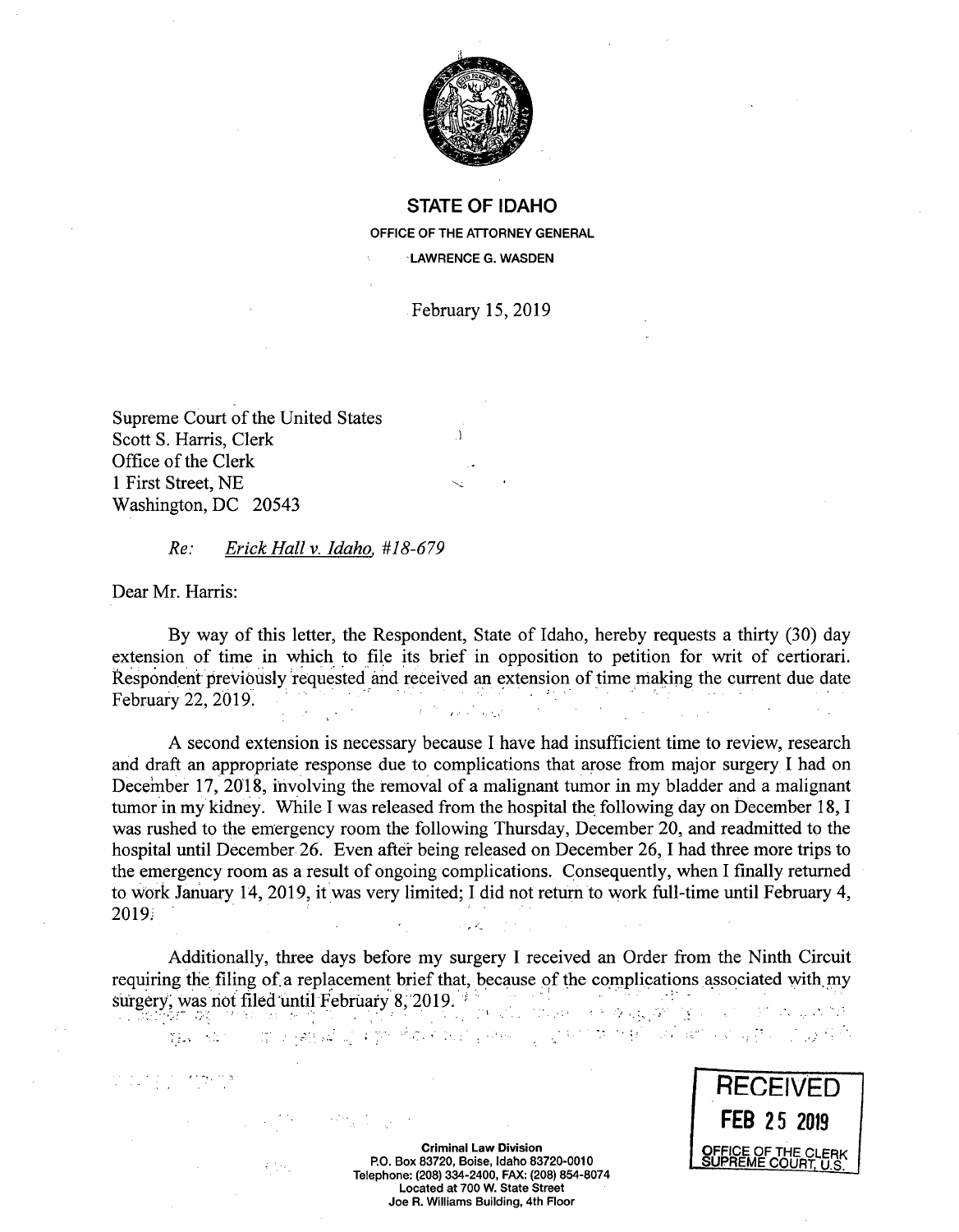**STATE OF IDAHO**

OFFICE OF THE ATTORNEY GENERAL

LAWRENCE G. WASDEN

February 15, 2019

Supreme Court of the United States
Scott S. Harris, Clerk
Office of the Clerk
1 First Street, NE
Washington, DC 20543

*Re: Erick Hall v. Idaho, #18-679*

Dear Mr. Harris:

By way of this letter, the Respondent, State of Idaho, hereby requests a thirty (30) day extension of time in which to file its brief in opposition to petition for writ of certiorari. Respondent previously requested and received an extension of time making the current due date February 22, 2019.

A second extension is necessary because I have had insufficient time to review, research and draft an appropriate response due to complications that arose from major surgery I had on December 17, 2018, involving the removal of a malignant tumor in my bladder and a malignant tumor in my kidney. While I was released from the hospital the following day on December 18, I was rushed to the emergency room the following Thursday, December 20, and readmitted to the hospital until December 26. Even after being released on December 26, I had three more trips to the emergency room as a result of ongoing complications. Consequently, when I finally returned to work January 14, 2019, it was very limited; I did not return to work full-time until February 4, 2019.

Additionally, three days before my surgery I received an Order from the Ninth Circuit requiring the filing of a replacement brief that, because of the complications associated with my surgery, was not filed until February 8, 2019.

RECEIVED
FEB 25 2019
OFFICE OF THE CLERK
SUPREME COURT, U.S.

**Criminal Law Division**
P.O. Box 83720, Boise, Idaho 83720-0010
Telephone: (208) 334-2400, FAX: (208) 854-8074
Located at 700 W. State Street
Joe R. Williams Building, 4th Floor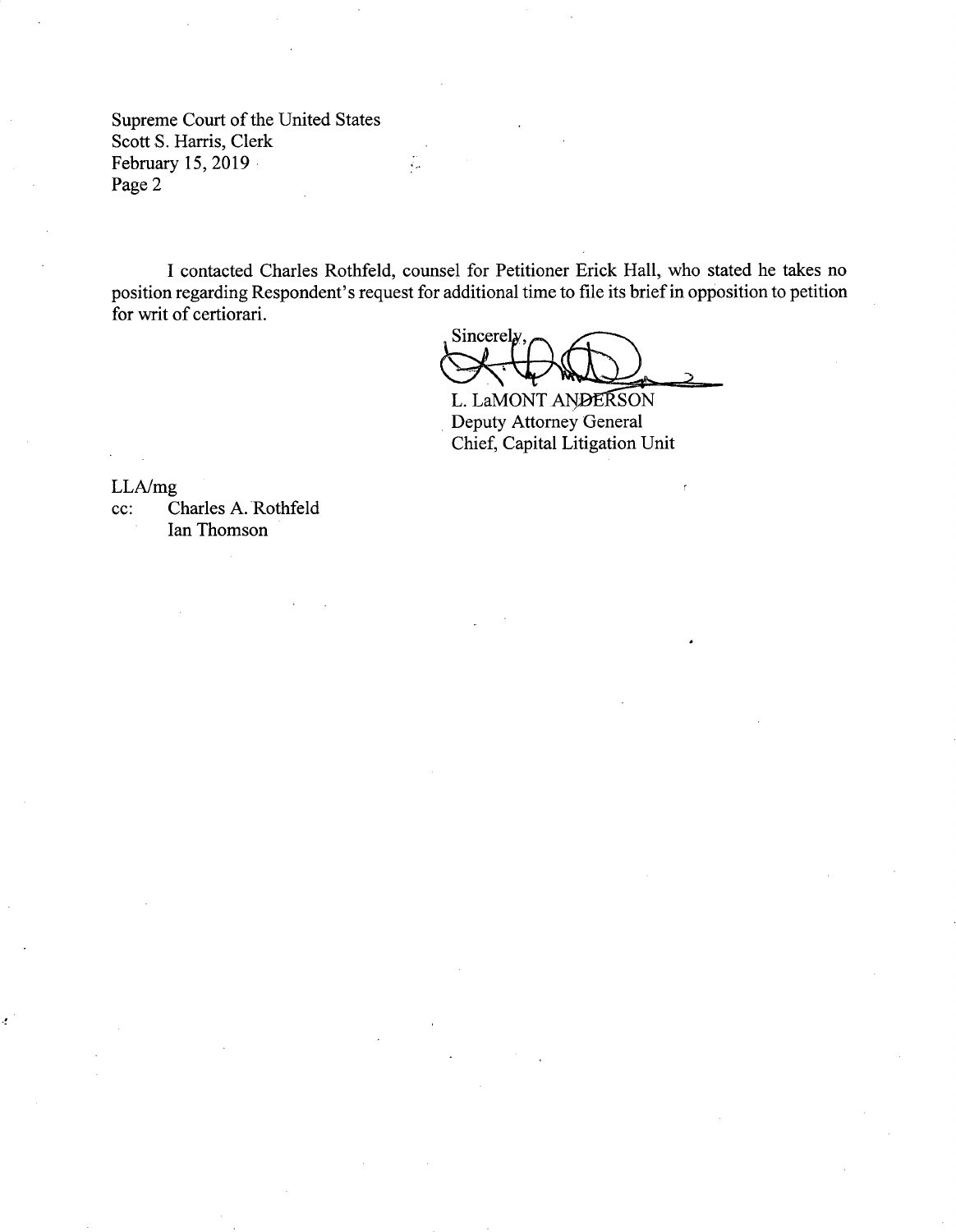Supreme Court of the United States
Scott S. Harris, Clerk
February 15, 2019
Page 2

I contacted Charles Rothfeld, counsel for Petitioner Erick Hall, who stated he takes no position regarding Respondent's request for additional time to file its brief in opposition to petition for writ of certiorari.

Sincerely,

L. LaMONT ANDERSON
Deputy Attorney General
Chief, Capital Litigation Unit

LLA/mg
cc: Charles A. Rothfeld
Ian Thomson